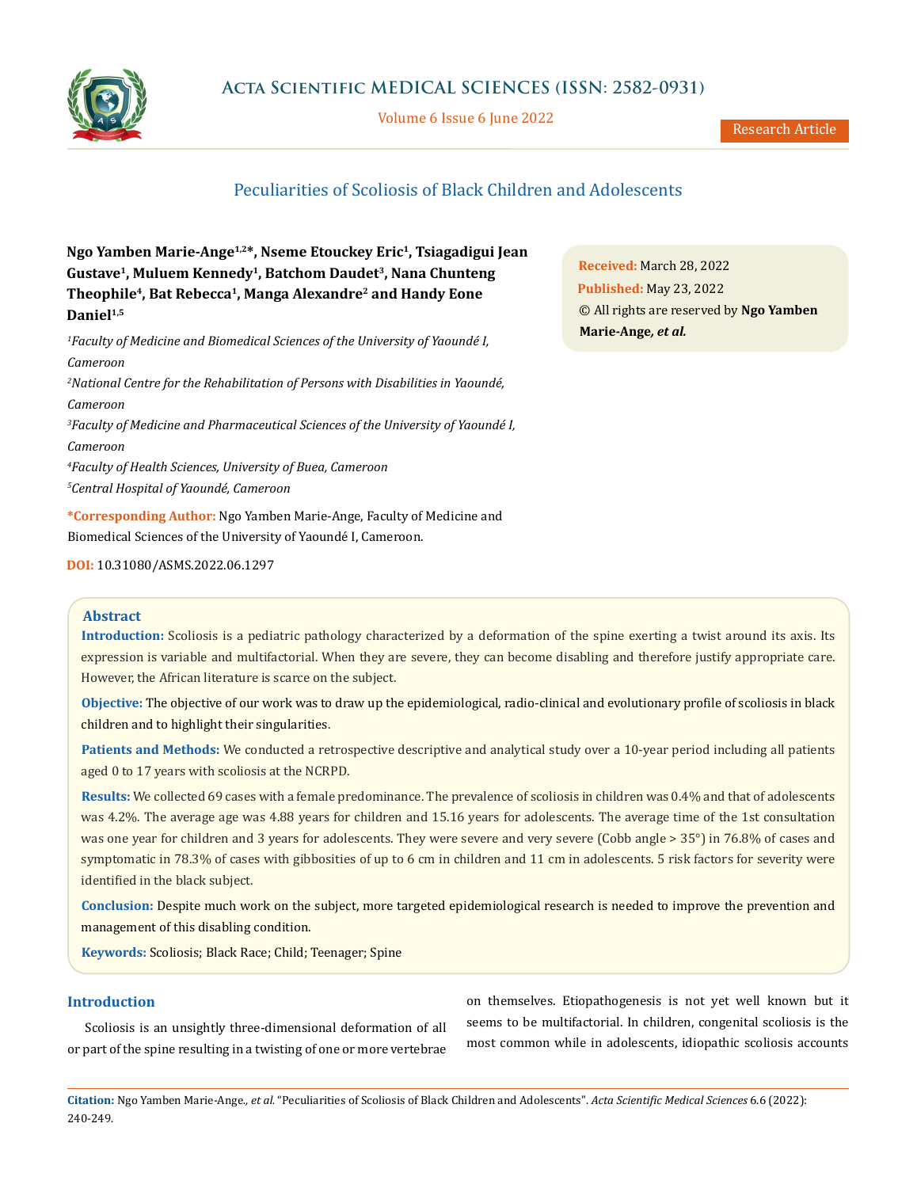# Peculiarities of Scoliosis of Black Children and Adolescents

**Ngo Yamben Marie-Ange[1,2]*, Nseme Etouckey Eric[1], Tsiagadigui Jean Gustave[1], Muluem Kennedy[1], Batchom Daudet[3], Nana Chunteng Theophile[4], Bat Rebecca[1], Manga Alexandre[2] and Handy Eone Daniel[1,5]**

*[1]Faculty of Medicine and Biomedical Sciences of the University of Yaoundé I, Cameroon*

*[2]National Centre for the Rehabilitation of Persons with Disabilities in Yaoundé, Cameroon*

*[3]Faculty of Medicine and Pharmaceutical Sciences of the University of Yaoundé I, Cameroon*

*[4]Faculty of Health Sciences, University of Buea, Cameroon*

*[5]Central Hospital of Yaoundé, Cameroon*

**\*Corresponding Author:** Ngo Yamben Marie-Ange, Faculty of Medicine and Biomedical Sciences of the University of Yaoundé I, Cameroon.

**DOI:** 10.31080/ASMS.2022.06.1297

**Received:** March 28, 2022
**Published:** May 23, 2022
© All rights are reserved by **Ngo Yamben Marie-Ange*, et al.***

## Abstract

**Introduction:** Scoliosis is a pediatric pathology characterized by a deformation of the spine exerting a twist around its axis. Its expression is variable and multifactorial. When they are severe, they can become disabling and therefore justify appropriate care. However, the African literature is scarce on the subject.

**Objective:** The objective of our work was to draw up the epidemiological, radio-clinical and evolutionary profile of scoliosis in black children and to highlight their singularities.

**Patients and Methods:** We conducted a retrospective descriptive and analytical study over a 10-year period including all patients aged 0 to 17 years with scoliosis at the NCRPD.

**Results:** We collected 69 cases with a female predominance. The prevalence of scoliosis in children was 0.4% and that of adolescents was 4.2%. The average age was 4.88 years for children and 15.16 years for adolescents. The average time of the 1st consultation was one year for children and 3 years for adolescents. They were severe and very severe (Cobb angle > 35°) in 76.8% of cases and symptomatic in 78.3% of cases with gibbosities of up to 6 cm in children and 11 cm in adolescents. 5 risk factors for severity were identified in the black subject.

**Conclusion:** Despite much work on the subject, more targeted epidemiological research is needed to improve the prevention and management of this disabling condition.

**Keywords:** Scoliosis; Black Race; Child; Teenager; Spine

## Introduction

Scoliosis is an unsightly three-dimensional deformation of all or part of the spine resulting in a twisting of one or more vertebrae on themselves. Etiopathogenesis is not yet well known but it seems to be multifactorial. In children, congenital scoliosis is the most common while in adolescents, idiopathic scoliosis accounts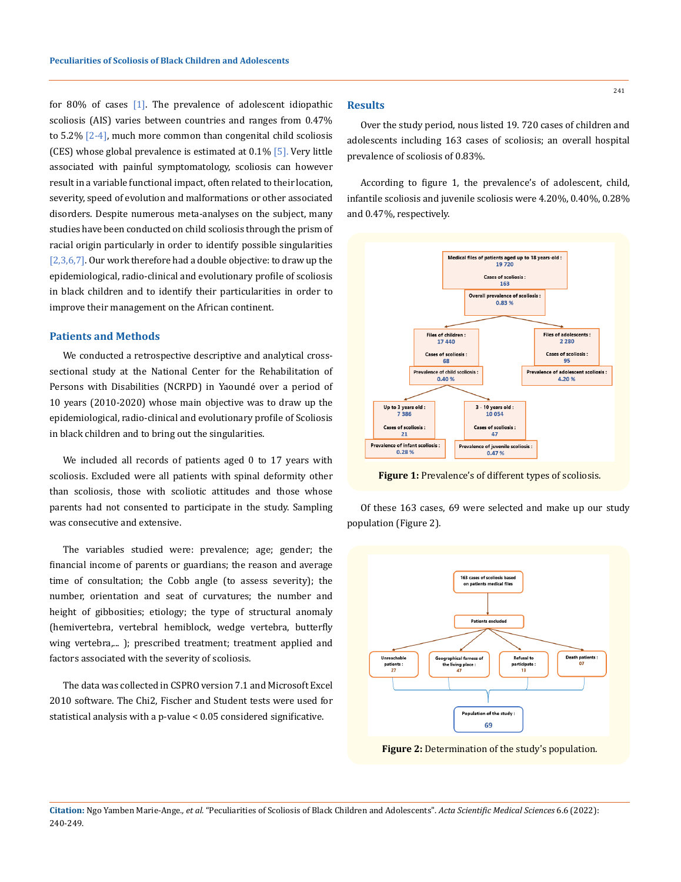for 80% of cases [1]. The prevalence of adolescent idiopathic scoliosis (AIS) varies between countries and ranges from 0.47% to 5.2% [2-4], much more common than congenital child scoliosis (CES) whose global prevalence is estimated at 0.1% [5]. Very little associated with painful symptomatology, scoliosis can however result in a variable functional impact, often related to their location, severity, speed of evolution and malformations or other associated disorders. Despite numerous meta-analyses on the subject, many studies have been conducted on child scoliosis through the prism of racial origin particularly in order to identify possible singularities [2,3,6,7]. Our work therefore had a double objective: to draw up the epidemiological, radio-clinical and evolutionary profile of scoliosis in black children and to identify their particularities in order to improve their management on the African continent.

## Patients and Methods

We conducted a retrospective descriptive and analytical cross-sectional study at the National Center for the Rehabilitation of Persons with Disabilities (NCRPD) in Yaoundé over a period of 10 years (2010-2020) whose main objective was to draw up the epidemiological, radio-clinical and evolutionary profile of Scoliosis in black children and to bring out the singularities.

We included all records of patients aged 0 to 17 years with scoliosis. Excluded were all patients with spinal deformity other than scoliosis, those with scoliotic attitudes and those whose parents had not consented to participate in the study. Sampling was consecutive and extensive.

The variables studied were: prevalence; age; gender; the financial income of parents or guardians; the reason and average time of consultation; the Cobb angle (to assess severity); the number, orientation and seat of curvatures; the number and height of gibbosities; etiology; the type of structural anomaly (hemivertebra, vertebral hemiblock, wedge vertebra, butterfly wing vertebra,... ); prescribed treatment; treatment applied and factors associated with the severity of scoliosis.

The data was collected in CSPRO version 7.1 and Microsoft Excel 2010 software. The Chi2, Fischer and Student tests were used for statistical analysis with a p-value < 0.05 considered significative.

## Results

Over the study period, nous listed 19. 720 cases of children and adolescents including 163 cases of scoliosis; an overall hospital prevalence of scoliosis of 0.83%.

According to figure 1, the prevalence's of adolescent, child, infantile scoliosis and juvenile scoliosis were 4.20%, 0.40%, 0.28% and 0.47%, respectively.

Medical files of patients aged up to 18 years-old : 19 720
Cases of scoliosis : 163
Overall prevalence of scoliosis : 0.83 %

Files of children : 17 440
Cases of scoliosis : 68
Prevalence of child scoliosis : 0.40 %

Files of adolescents : 2 280
Cases of scoliosis : 95
Prevalence of adolescent scoliosis : 4.20 %

Up to 3 years old : 7 386
Cases of scoliosis : 21
Prevalence of infant scoliosis : 0.28 %

3 - 10 years old : 10 054
Cases of scoliosis : 47
Prevalence of juvenile scoliosis : 0.47 %

**Figure 1:** Prevalence's of different types of scoliosis.

Of these 163 cases, 69 were selected and make up our study population (Figure 2).

163 cases of scoliosis based on patients medical files

Patients excluded

Unreachable patients : 27

Geographical farness of the living place : 47

Refusal to participate : 13

Death patients : 07

Population of the study : 69

**Figure 2:** Determination of the study's population.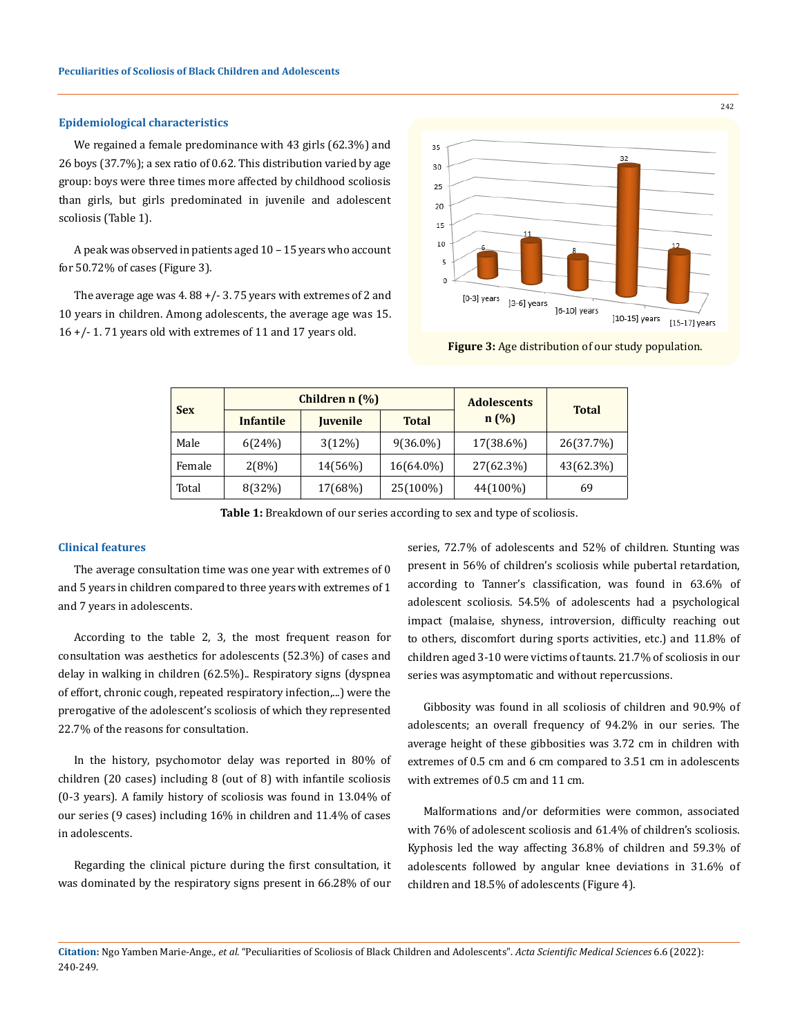## Epidemiological characteristics

We regained a female predominance with 43 girls (62.3%) and 26 boys (37.7%); a sex ratio of 0.62. This distribution varied by age group: boys were three times more affected by childhood scoliosis than girls, but girls predominated in juvenile and adolescent scoliosis (Table 1).

A peak was observed in patients aged 10 – 15 years who account for 50.72% of cases (Figure 3).

The average age was 4. 88 +/- 3. 75 years with extremes of 2 and 10 years in children. Among adolescents, the average age was 15. 16 +/- 1. 71 years old with extremes of 11 and 17 years old.

**Figure 3:** Age distribution of our study population.

| Sex | Children n (%) | | | Adolescents n (%) | Total |
|---|---|---|---|---|---|
| | Infantile | Juvenile | Total | | |
| Male | 6(24%) | 3(12%) | 9(36.0%) | 17(38.6%) | 26(37.7%) |
| Female | 2(8%) | 14(56%) | 16(64.0%) | 27(62.3%) | 43(62.3%) |
| Total | 8(32%) | 17(68%) | 25(100%) | 44(100%) | 69 |

**Table 1:** Breakdown of our series according to sex and type of scoliosis.

## Clinical features

The average consultation time was one year with extremes of 0 and 5 years in children compared to three years with extremes of 1 and 7 years in adolescents.

According to the table 2, 3, the most frequent reason for consultation was aesthetics for adolescents (52.3%) of cases and delay in walking in children (62.5%).. Respiratory signs (dyspnea of effort, chronic cough, repeated respiratory infection,...) were the prerogative of the adolescent's scoliosis of which they represented 22.7% of the reasons for consultation.

In the history, psychomotor delay was reported in 80% of children (20 cases) including 8 (out of 8) with infantile scoliosis (0-3 years). A family history of scoliosis was found in 13.04% of our series (9 cases) including 16% in children and 11.4% of cases in adolescents.

Regarding the clinical picture during the first consultation, it was dominated by the respiratory signs present in 66.28% of our series, 72.7% of adolescents and 52% of children. Stunting was present in 56% of children's scoliosis while pubertal retardation, according to Tanner's classification, was found in 63.6% of adolescent scoliosis. 54.5% of adolescents had a psychological impact (malaise, shyness, introversion, difficulty reaching out to others, discomfort during sports activities, etc.) and 11.8% of children aged 3-10 were victims of taunts. 21.7% of scoliosis in our series was asymptomatic and without repercussions.

Gibbosity was found in all scoliosis of children and 90.9% of adolescents; an overall frequency of 94.2% in our series. The average height of these gibbosities was 3.72 cm in children with extremes of 0.5 cm and 6 cm compared to 3.51 cm in adolescents with extremes of 0.5 cm and 11 cm.

Malformations and/or deformities were common, associated with 76% of adolescent scoliosis and 61.4% of children's scoliosis. Kyphosis led the way affecting 36.8% of children and 59.3% of adolescents followed by angular knee deviations in 31.6% of children and 18.5% of adolescents (Figure 4).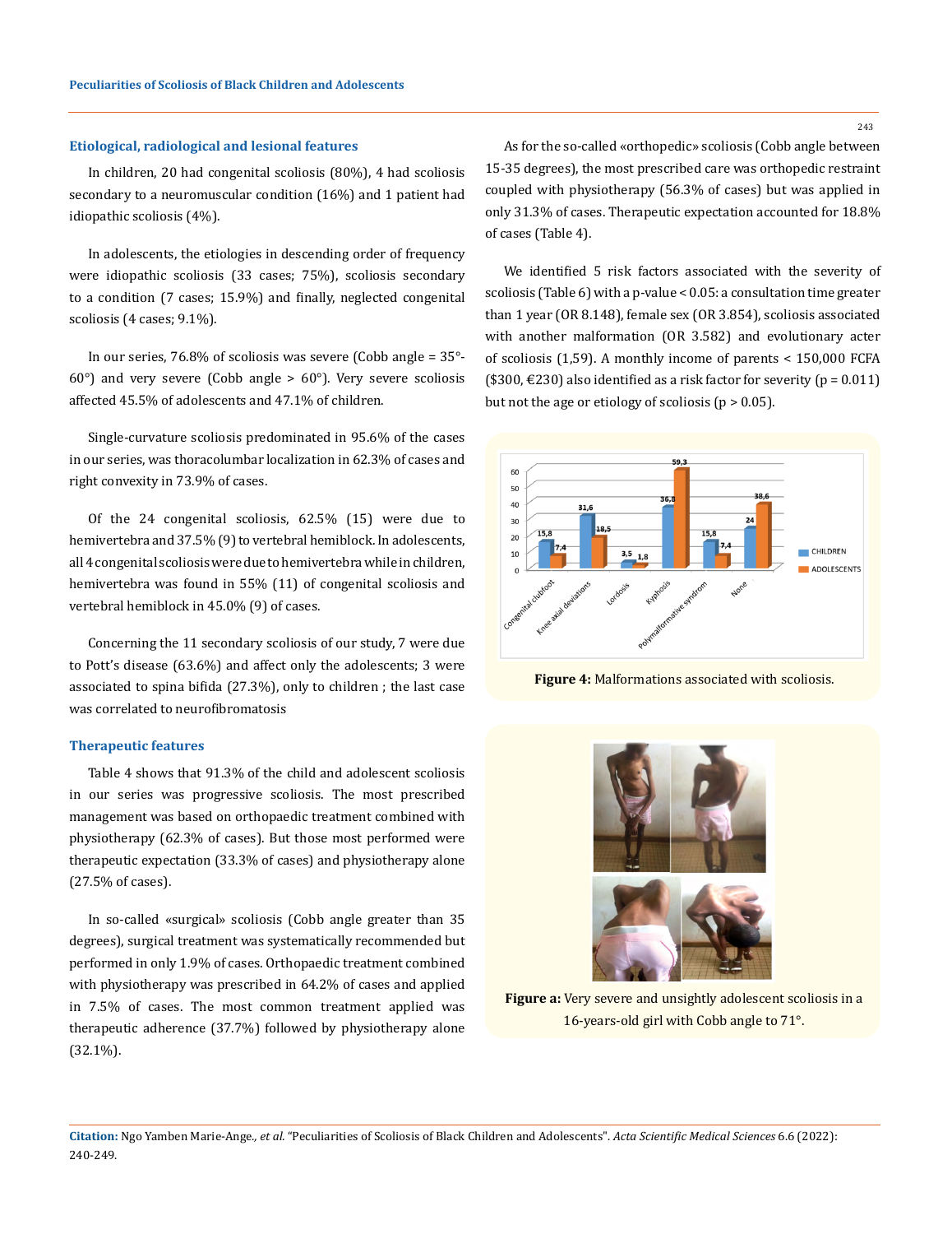### Etiological, radiological and lesional features

In children, 20 had congenital scoliosis (80%), 4 had scoliosis secondary to a neuromuscular condition (16%) and 1 patient had idiopathic scoliosis (4%).

In adolescents, the etiologies in descending order of frequency were idiopathic scoliosis (33 cases; 75%), scoliosis secondary to a condition (7 cases; 15.9%) and finally, neglected congenital scoliosis (4 cases; 9.1%).

In our series, 76.8% of scoliosis was severe (Cobb angle = 35°-60°) and very severe (Cobb angle > 60°). Very severe scoliosis affected 45.5% of adolescents and 47.1% of children.

Single-curvature scoliosis predominated in 95.6% of the cases in our series, was thoracolumbar localization in 62.3% of cases and right convexity in 73.9% of cases.

Of the 24 congenital scoliosis, 62.5% (15) were due to hemivertebra and 37.5% (9) to vertebral hemiblock. In adolescents, all 4 congenital scoliosis were due to hemivertebra while in children, hemivertebra was found in 55% (11) of congenital scoliosis and vertebral hemiblock in 45.0% (9) of cases.

Concerning the 11 secondary scoliosis of our study, 7 were due to Pott's disease (63.6%) and affect only the adolescents; 3 were associated to spina bifida (27.3%), only to children ; the last case was correlated to neurofibromatosis

### Therapeutic features

Table 4 shows that 91.3% of the child and adolescent scoliosis in our series was progressive scoliosis. The most prescribed management was based on orthopaedic treatment combined with physiotherapy (62.3% of cases). But those most performed were therapeutic expectation (33.3% of cases) and physiotherapy alone (27.5% of cases).

In so-called «surgical» scoliosis (Cobb angle greater than 35 degrees), surgical treatment was systematically recommended but performed in only 1.9% of cases. Orthopaedic treatment combined with physiotherapy was prescribed in 64.2% of cases and applied in 7.5% of cases. The most common treatment applied was therapeutic adherence (37.7%) followed by physiotherapy alone (32.1%).

As for the so-called «orthopedic» scoliosis (Cobb angle between 15-35 degrees), the most prescribed care was orthopedic restraint coupled with physiotherapy (56.3% of cases) but was applied in only 31.3% of cases. Therapeutic expectation accounted for 18.8% of cases (Table 4).

We identified 5 risk factors associated with the severity of scoliosis (Table 6) with a p-value < 0.05: a consultation time greater than 1 year (OR 8.148), female sex (OR 3.854), scoliosis associated with another malformation (OR 3.582) and evolutionary acter of scoliosis (1,59). A monthly income of parents < 150,000 FCFA ($300, €230) also identified as a risk factor for severity (p = 0.011) but not the age or etiology of scoliosis (p > 0.05).

**Figure 4:** Malformations associated with scoliosis.

**Figure a:** Very severe and unsightly adolescent scoliosis in a 16-years-old girl with Cobb angle to 71°.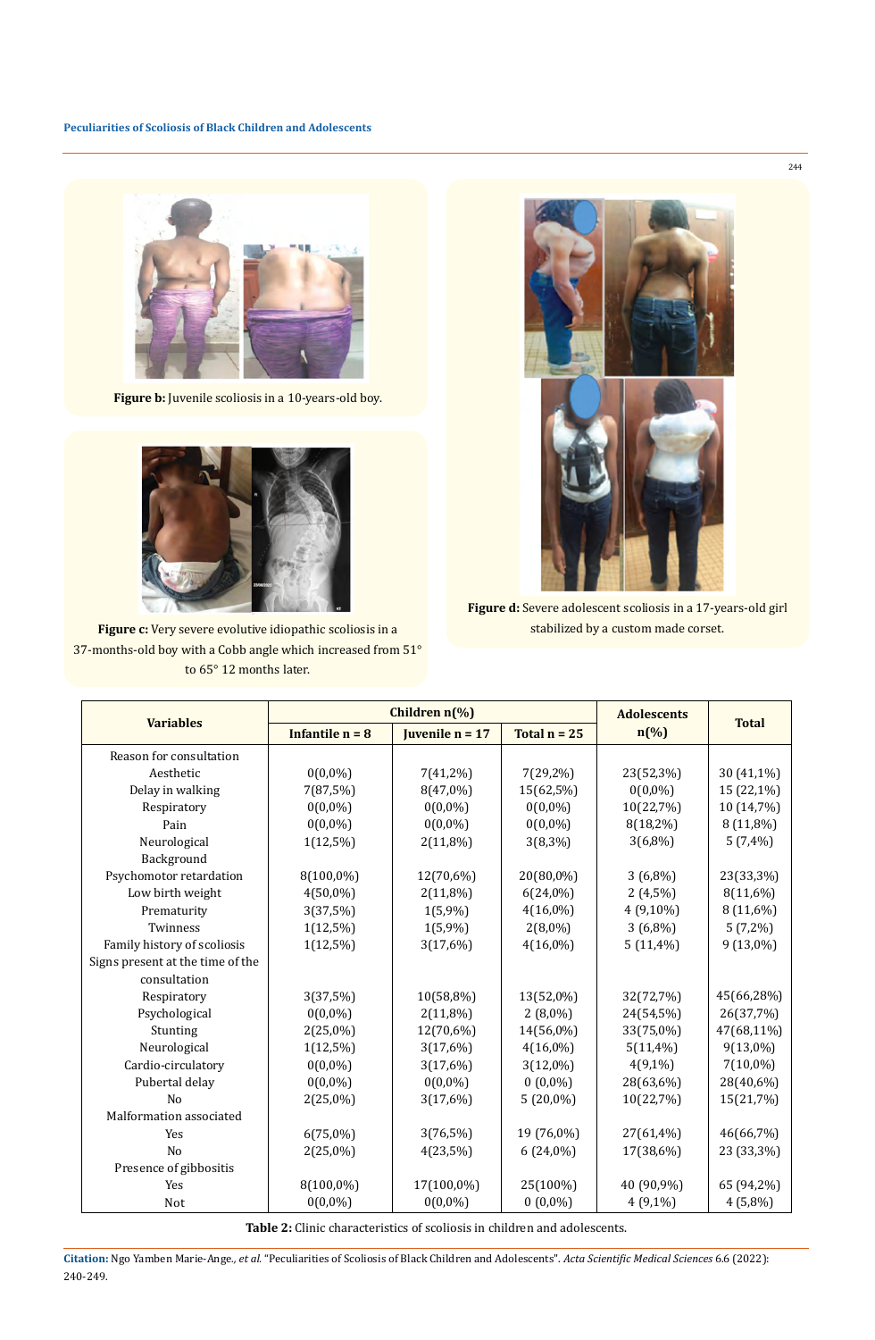**Figure b:** Juvenile scoliosis in a 10-years-old boy.

**Figure c:** Very severe evolutive idiopathic scoliosis in a 37-months-old boy with a Cobb angle which increased from 51° to 65° 12 months later.

**Figure d:** Severe adolescent scoliosis in a 17-years-old girl stabilized by a custom made corset.

| Variables | Children n(%) | | | Adolescents n(%) | Total |
|---|---|---|---|---|---|
| | Infantile n = 8 | Juvenile n = 17 | Total n = 25 | | |
| Reason for consultation | | | | | |
| Aesthetic | 0(0,0%) | 7(41,2%) | 7(29,2%) | 23(52,3%) | 30 (41,1%) |
| Delay in walking | 7(87,5%) | 8(47,0%) | 15(62,5%) | 0(0,0%) | 15 (22,1%) |
| Respiratory | 0(0,0%) | 0(0,0%) | 0(0,0%) | 10(22,7%) | 10 (14,7%) |
| Pain | 0(0,0%) | 0(0,0%) | 0(0,0%) | 8(18,2%) | 8 (11,8%) |
| Neurological | 1(12,5%) | 2(11,8%) | 3(8,3%) | 3(6,8%) | 5 (7,4%) |
| Background | | | | | |
| Psychomotor retardation | 8(100,0%) | 12(70,6%) | 20(80,0%) | 3 (6,8%) | 23(33,3%) |
| Low birth weight | 4(50,0%) | 2(11,8%) | 6(24,0%) | 2 (4,5%) | 8(11,6%) |
| Prematurity | 3(37,5%) | 1(5,9%) | 4(16,0%) | 4 (9,10%) | 8 (11,6%) |
| Twinness | 1(12,5%) | 1(5,9%) | 2(8,0%) | 3 (6,8%) | 5 (7,2%) |
| Family history of scoliosis | 1(12,5%) | 3(17,6%) | 4(16,0%) | 5 (11,4%) | 9 (13,0%) |
| Signs present at the time of the consultation | | | | | |
| Respiratory | 3(37,5%) | 10(58,8%) | 13(52,0%) | 32(72,7%) | 45(66,28%) |
| Psychological | 0(0,0%) | 2(11,8%) | 2 (8,0%) | 24(54,5%) | 26(37,7%) |
| Stunting | 2(25,0%) | 12(70,6%) | 14(56,0%) | 33(75,0%) | 47(68,11%) |
| Neurological | 1(12,5%) | 3(17,6%) | 4(16,0%) | 5(11,4%) | 9(13,0%) |
| Cardio-circulatory | 0(0,0%) | 3(17,6%) | 3(12,0%) | 4(9,1%) | 7(10,0%) |
| Pubertal delay | 0(0,0%) | 0(0,0%) | 0 (0,0%) | 28(63,6%) | 28(40,6%) |
| No | 2(25,0%) | 3(17,6%) | 5 (20,0%) | 10(22,7%) | 15(21,7%) |
| Malformation associated | | | | | |
| Yes | 6(75,0%) | 3(76,5%) | 19 (76,0%) | 27(61,4%) | 46(66,7%) |
| No | 2(25,0%) | 4(23,5%) | 6 (24,0%) | 17(38,6%) | 23 (33,3%) |
| Presence of gibbositis | | | | | |
| Yes | 8(100,0%) | 17(100,0%) | 25(100%) | 40 (90,9%) | 65 (94,2%) |
| Not | 0(0,0%) | 0(0,0%) | 0 (0,0%) | 4 (9,1%) | 4 (5,8%) |

**Table 2:** Clinic characteristics of scoliosis in children and adolescents.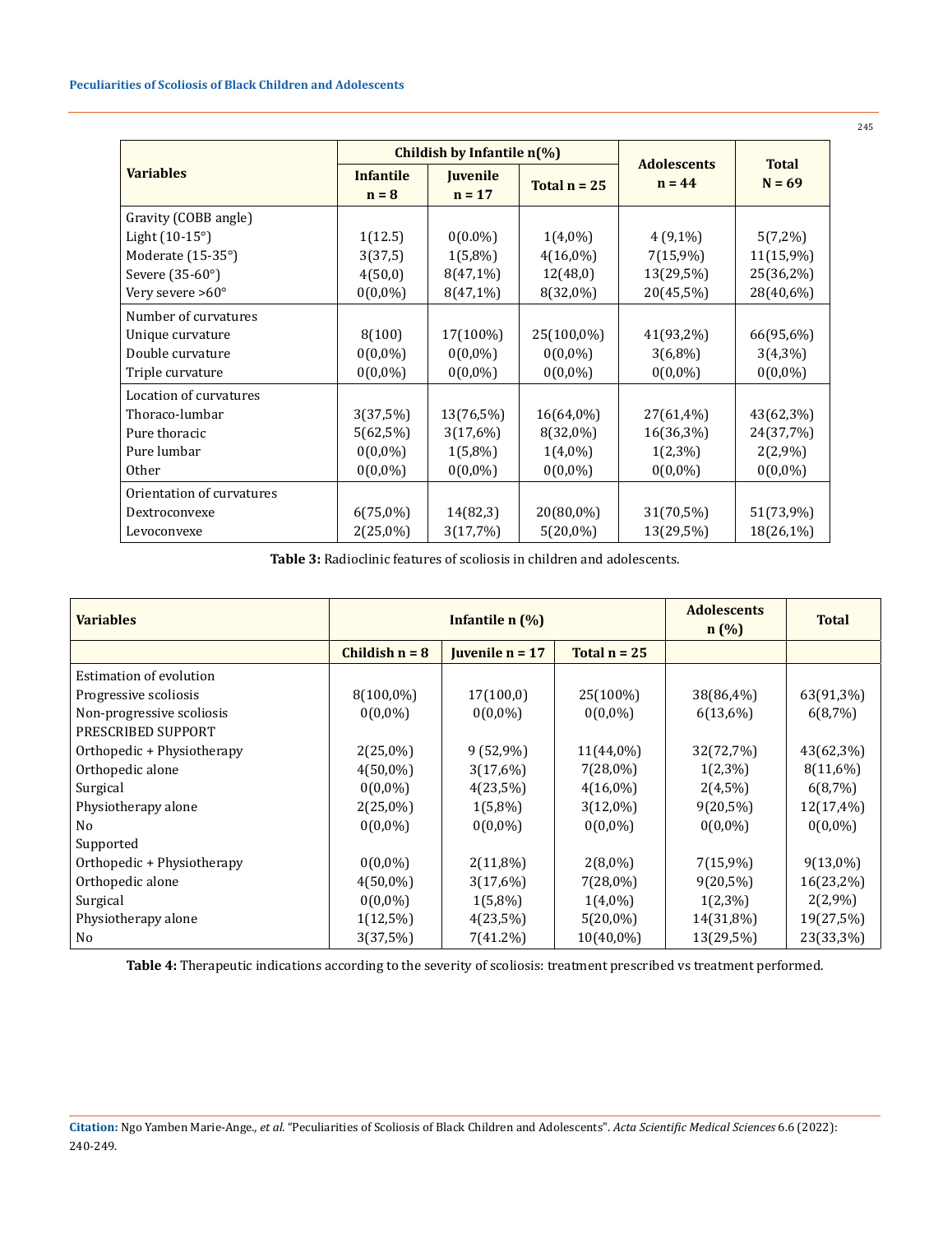| Variables | Childish by Infantile n(%) | | | Adolescents n = 44 | Total N = 69 |
|---|---|---|---|---|---|
| | Infantile n = 8 | Juvenile n = 17 | Total n = 25 | | |
| Gravity (COBB angle) | | | | | |
| Light (10-15°) | 1(12.5) | 0(0.0%) | 1(4,0%) | 4 (9,1%) | 5(7,2%) |
| Moderate (15-35°) | 3(37,5) | 1(5,8%) | 4(16,0%) | 7(15,9%) | 11(15,9%) |
| Severe (35-60°) | 4(50,0) | 8(47,1%) | 12(48,0) | 13(29,5%) | 25(36,2%) |
| Very severe >60° | 0(0,0%) | 8(47,1%) | 8(32,0%) | 20(45,5%) | 28(40,6%) |
| Number of curvatures | | | | | |
| Unique curvature | 8(100) | 17(100%) | 25(100,0%) | 41(93,2%) | 66(95,6%) |
| Double curvature | 0(0,0%) | 0(0,0%) | 0(0,0%) | 3(6,8%) | 3(4,3%) |
| Triple curvature | 0(0,0%) | 0(0,0%) | 0(0,0%) | 0(0,0%) | 0(0,0%) |
| Location of curvatures | | | | | |
| Thoraco-lumbar | 3(37,5%) | 13(76,5%) | 16(64,0%) | 27(61,4%) | 43(62,3%) |
| Pure thoracic | 5(62,5%) | 3(17,6%) | 8(32,0%) | 16(36,3%) | 24(37,7%) |
| Pure lumbar | 0(0,0%) | 1(5,8%) | 1(4,0%) | 1(2,3%) | 2(2,9%) |
| Other | 0(0,0%) | 0(0,0%) | 0(0,0%) | 0(0,0%) | 0(0,0%) |
| Orientation of curvatures | | | | | |
| Dextroconvexe | 6(75,0%) | 14(82,3) | 20(80,0%) | 31(70,5%) | 51(73,9%) |
| Levoconvexe | 2(25,0%) | 3(17,7%) | 5(20,0%) | 13(29,5%) | 18(26,1%) |

**Table 3:** Radioclinic features of scoliosis in children and adolescents.

| Variables | Infantile n (%) | | | Adolescents n (%) | Total |
|---|---|---|---|---|---|
| | Childish n = 8 | Juvenile n = 17 | Total n = 25 | | |
| Estimation of evolution | | | | | |
| Progressive scoliosis | 8(100,0%) | 17(100,0) | 25(100%) | 38(86,4%) | 63(91,3%) |
| Non-progressive scoliosis | 0(0,0%) | 0(0,0%) | 0(0,0%) | 6(13,6%) | 6(8,7%) |
| PRESCRIBED SUPPORT | | | | | |
| Orthopedic + Physiotherapy | 2(25,0%) | 9 (52,9%) | 11(44,0%) | 32(72,7%) | 43(62,3%) |
| Orthopedic alone | 4(50,0%) | 3(17,6%) | 7(28,0%) | 1(2,3%) | 8(11,6%) |
| Surgical | 0(0,0%) | 4(23,5%) | 4(16,0%) | 2(4,5%) | 6(8,7%) |
| Physiotherapy alone | 2(25,0%) | 1(5,8%) | 3(12,0%) | 9(20,5%) | 12(17,4%) |
| No | 0(0,0%) | 0(0,0%) | 0(0,0%) | 0(0,0%) | 0(0,0%) |
| Supported | | | | | |
| Orthopedic + Physiotherapy | 0(0,0%) | 2(11,8%) | 2(8,0%) | 7(15,9%) | 9(13,0%) |
| Orthopedic alone | 4(50,0%) | 3(17,6%) | 7(28,0%) | 9(20,5%) | 16(23,2%) |
| Surgical | 0(0,0%) | 1(5,8%) | 1(4,0%) | 1(2,3%) | 2(2,9%) |
| Physiotherapy alone | 1(12,5%) | 4(23,5%) | 5(20,0%) | 14(31,8%) | 19(27,5%) |
| No | 3(37,5%) | 7(41.2%) | 10(40,0%) | 13(29,5%) | 23(33,3%) |

**Table 4:** Therapeutic indications according to the severity of scoliosis: treatment prescribed vs treatment performed.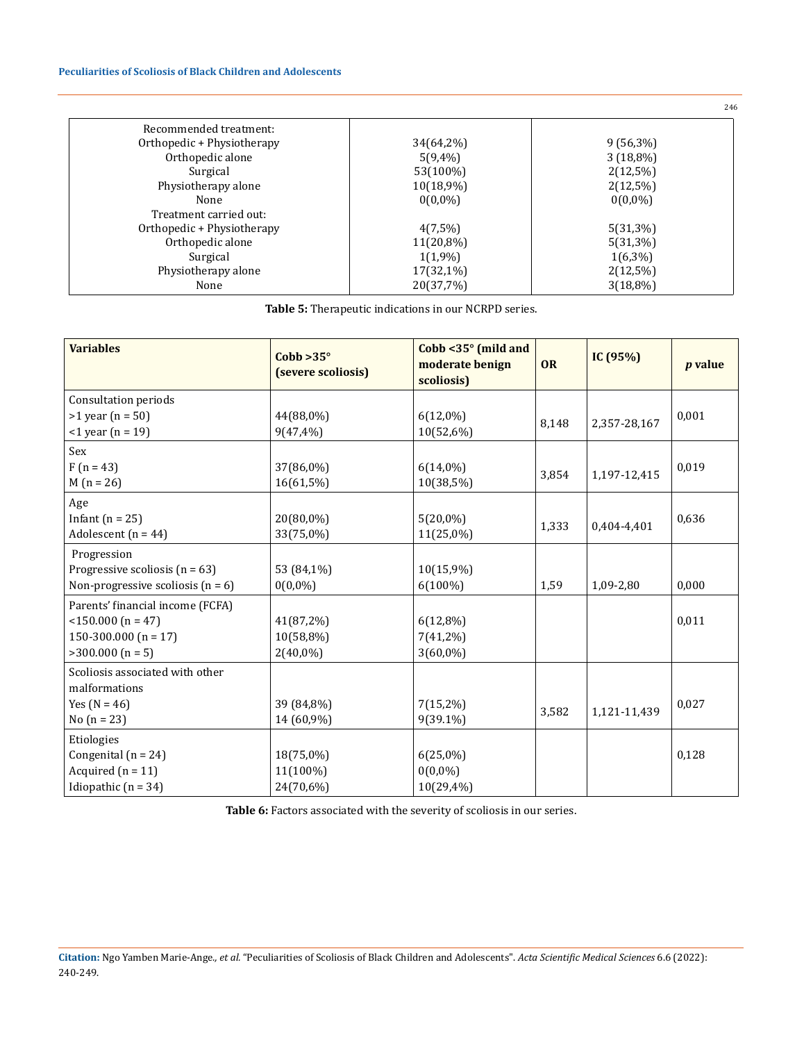| | | |
|---|---|---|
| Recommended treatment: | | |
| Orthopedic + Physiotherapy | 34(64,2%) | 9 (56,3%) |
| Orthopedic alone | 5(9,4%) | 3 (18,8%) |
| Surgical | 53(100%) | 2(12,5%) |
| Physiotherapy alone | 10(18,9%) | 2(12,5%) |
| None | 0(0,0%) | 0(0,0%) |
| Treatment carried out: | | |
| Orthopedic + Physiotherapy | 4(7,5%) | 5(31,3%) |
| Orthopedic alone | 11(20,8%) | 5(31,3%) |
| Surgical | 1(1,9%) | 1(6,3%) |
| Physiotherapy alone | 17(32,1%) | 2(12,5%) |
| None | 20(37,7%) | 3(18,8%) |

**Table 5:** Therapeutic indications in our NCRPD series.

| **Variables** | **Cobb >35° (severe scoliosis)** | **Cobb <35° (mild and moderate benign scoliosis)** | **OR** | **IC (95%)** | ***p* value** |
|---|---|---|---|---|---|
| Consultation periods<br>>1 year (n = 50)<br><1 year (n = 19) | <br>44(88,0%)<br>9(47,4%) | <br>6(12,0%)<br>10(52,6%) | 8,148 | 2,357-28,167 | 0,001 |
| Sex<br>F (n = 43)<br>M (n = 26) | <br>37(86,0%)<br>16(61,5%) | <br>6(14,0%)<br>10(38,5%) | 3,854 | 1,197-12,415 | 0,019 |
| Age<br>Infant (n = 25)<br>Adolescent (n = 44) | <br>20(80,0%)<br>33(75,0%) | <br>5(20,0%)<br>11(25,0%) | 1,333 | 0,404-4,401 | 0,636 |
| Progression<br>Progressive scoliosis (n = 63)<br>Non-progressive scoliosis (n = 6) | <br>53 (84,1%)<br>0(0,0%) | <br>10(15,9%)<br>6(100%) | 1,59 | 1,09-2,80 | 0,000 |
| Parents' financial income (FCFA)<br><150.000 (n = 47)<br>150-300.000 (n = 17)<br>>300.000 (n = 5) | <br>41(87,2%)<br>10(58,8%)<br>2(40,0%) | <br>6(12,8%)<br>7(41,2%)<br>3(60,0%) | | | 0,011 |
| Scoliosis associated with other malformations<br>Yes (N = 46)<br>No (n = 23) | <br>39 (84,8%)<br>14 (60,9%) | <br>7(15,2%)<br>9(39.1%) | 3,582 | 1,121-11,439 | 0,027 |
| Etiologies<br>Congenital (n = 24)<br>Acquired (n = 11)<br>Idiopathic (n = 34) | <br>18(75,0%)<br>11(100%)<br>24(70,6%) | <br>6(25,0%)<br>0(0,0%)<br>10(29,4%) | | | 0,128 |

**Table 6:** Factors associated with the severity of scoliosis in our series.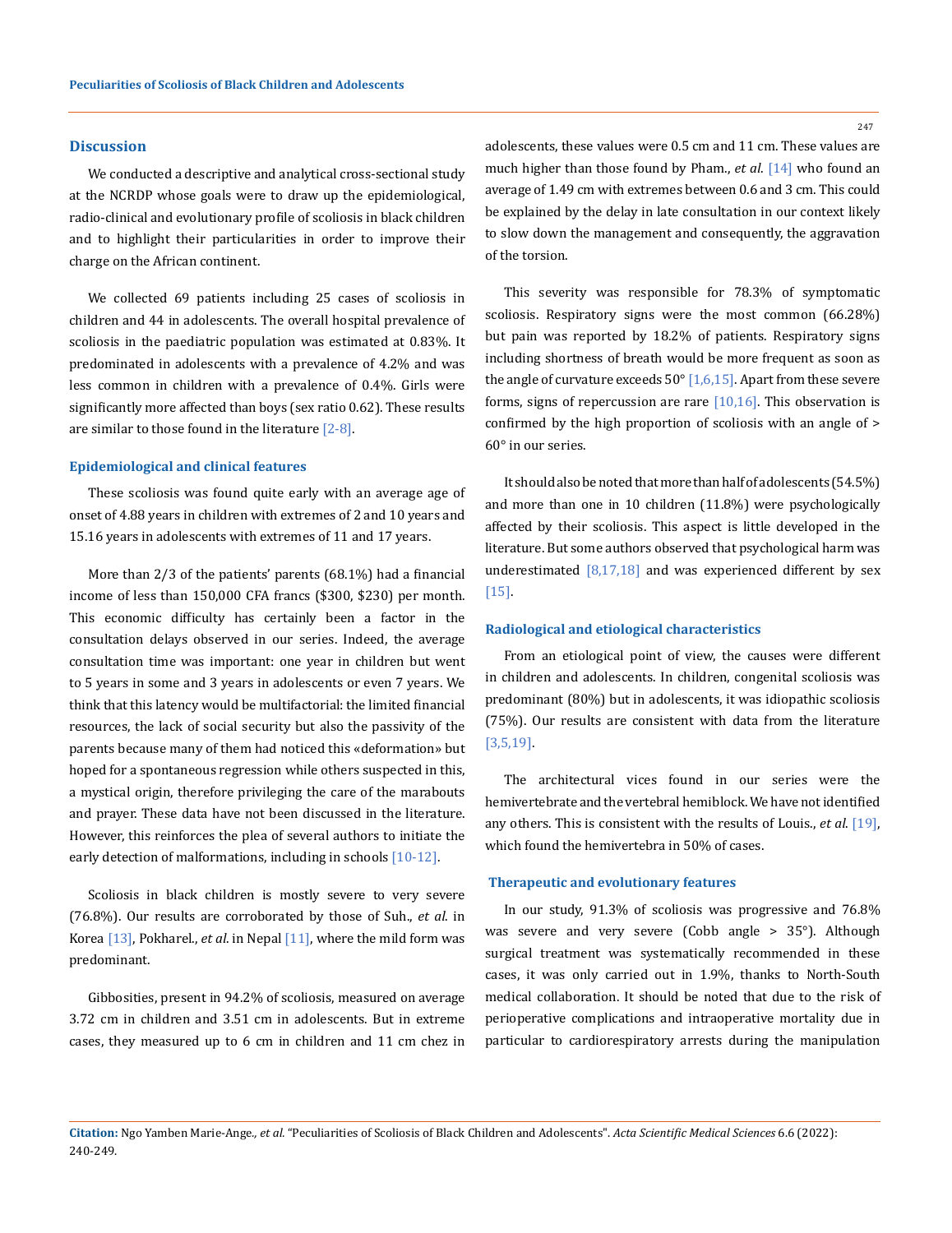## Discussion

We conducted a descriptive and analytical cross-sectional study at the NCRDP whose goals were to draw up the epidemiological, radio-clinical and evolutionary profile of scoliosis in black children and to highlight their particularities in order to improve their charge on the African continent.

We collected 69 patients including 25 cases of scoliosis in children and 44 in adolescents. The overall hospital prevalence of scoliosis in the paediatric population was estimated at 0.83%. It predominated in adolescents with a prevalence of 4.2% and was less common in children with a prevalence of 0.4%. Girls were significantly more affected than boys (sex ratio 0.62). These results are similar to those found in the literature [2-8].

### Epidemiological and clinical features

These scoliosis was found quite early with an average age of onset of 4.88 years in children with extremes of 2 and 10 years and 15.16 years in adolescents with extremes of 11 and 17 years.

More than 2/3 of the patients' parents (68.1%) had a financial income of less than 150,000 CFA francs ($300, $230) per month. This economic difficulty has certainly been a factor in the consultation delays observed in our series. Indeed, the average consultation time was important: one year in children but went to 5 years in some and 3 years in adolescents or even 7 years. We think that this latency would be multifactorial: the limited financial resources, the lack of social security but also the passivity of the parents because many of them had noticed this «deformation» but hoped for a spontaneous regression while others suspected in this, a mystical origin, therefore privileging the care of the marabouts and prayer. These data have not been discussed in the literature. However, this reinforces the plea of several authors to initiate the early detection of malformations, including in schools [10-12].

Scoliosis in black children is mostly severe to very severe (76.8%). Our results are corroborated by those of Suh., *et al.* in Korea [13], Pokharel., *et al.* in Nepal [11], where the mild form was predominant.

Gibbosities, present in 94.2% of scoliosis, measured on average 3.72 cm in children and 3.51 cm in adolescents. But in extreme cases, they measured up to 6 cm in children and 11 cm chez in adolescents, these values were 0.5 cm and 11 cm. These values are much higher than those found by Pham., *et al.* [14] who found an average of 1.49 cm with extremes between 0.6 and 3 cm. This could be explained by the delay in late consultation in our context likely to slow down the management and consequently, the aggravation of the torsion.

This severity was responsible for 78.3% of symptomatic scoliosis. Respiratory signs were the most common (66.28%) but pain was reported by 18.2% of patients. Respiratory signs including shortness of breath would be more frequent as soon as the angle of curvature exceeds 50° [1,6,15]. Apart from these severe forms, signs of repercussion are rare [10,16]. This observation is confirmed by the high proportion of scoliosis with an angle of > 60° in our series.

It should also be noted that more than half of adolescents (54.5%) and more than one in 10 children (11.8%) were psychologically affected by their scoliosis. This aspect is little developed in the literature. But some authors observed that psychological harm was underestimated [8,17,18] and was experienced different by sex [15].

### Radiological and etiological characteristics

From an etiological point of view, the causes were different in children and adolescents. In children, congenital scoliosis was predominant (80%) but in adolescents, it was idiopathic scoliosis (75%). Our results are consistent with data from the literature [3,5,19].

The architectural vices found in our series were the hemivertebrate and the vertebral hemiblock. We have not identified any others. This is consistent with the results of Louis., *et al.* [19], which found the hemivertebra in 50% of cases.

### Therapeutic and evolutionary features

In our study, 91.3% of scoliosis was progressive and 76.8% was severe and very severe (Cobb angle > 35°). Although surgical treatment was systematically recommended in these cases, it was only carried out in 1.9%, thanks to North-South medical collaboration. It should be noted that due to the risk of perioperative complications and intraoperative mortality due in particular to cardiorespiratory arrests during the manipulation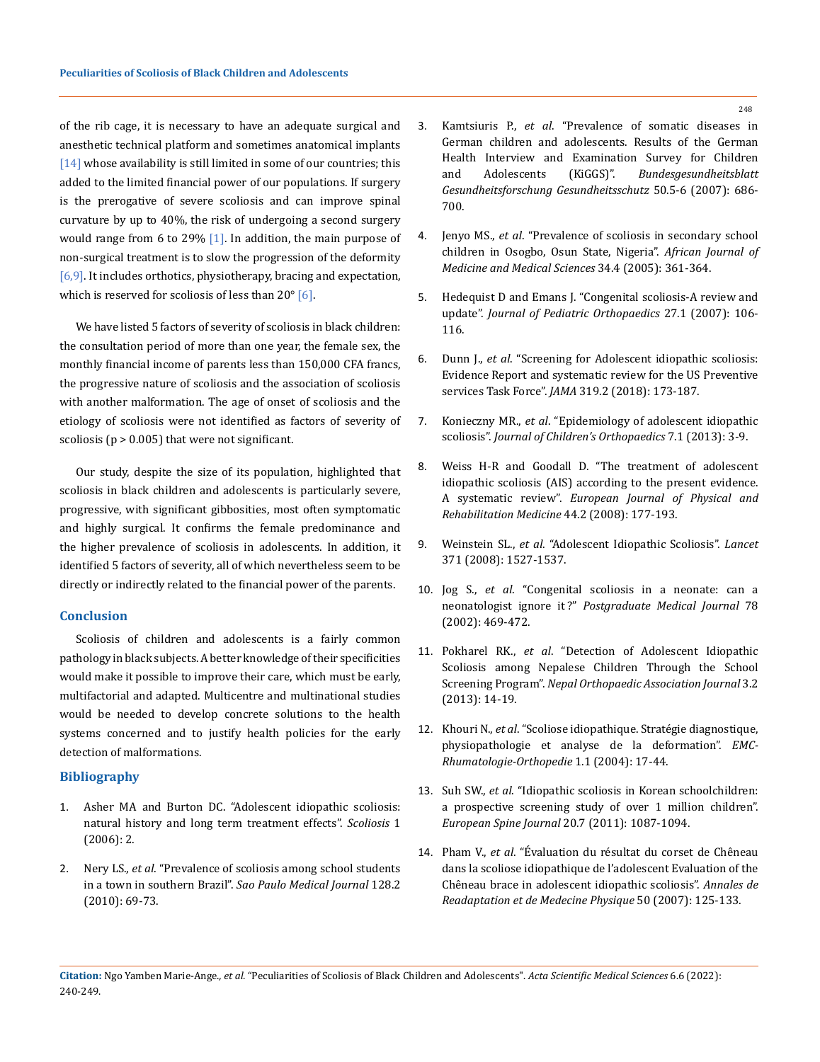of the rib cage, it is necessary to have an adequate surgical and anesthetic technical platform and sometimes anatomical implants [14] whose availability is still limited in some of our countries; this added to the limited financial power of our populations. If surgery is the prerogative of severe scoliosis and can improve spinal curvature by up to 40%, the risk of undergoing a second surgery would range from 6 to 29% [1]. In addition, the main purpose of non-surgical treatment is to slow the progression of the deformity [6,9]. It includes orthotics, physiotherapy, bracing and expectation, which is reserved for scoliosis of less than 20° [6].

We have listed 5 factors of severity of scoliosis in black children: the consultation period of more than one year, the female sex, the monthly financial income of parents less than 150,000 CFA francs, the progressive nature of scoliosis and the association of scoliosis with another malformation. The age of onset of scoliosis and the etiology of scoliosis were not identified as factors of severity of scoliosis ($p > 0.005$) that were not significant.

Our study, despite the size of its population, highlighted that scoliosis in black children and adolescents is particularly severe, progressive, with significant gibbosities, most often symptomatic and highly surgical. It confirms the female predominance and the higher prevalence of scoliosis in adolescents. In addition, it identified 5 factors of severity, all of which nevertheless seem to be directly or indirectly related to the financial power of the parents.

## Conclusion

Scoliosis of children and adolescents is a fairly common pathology in black subjects. A better knowledge of their specificities would make it possible to improve their care, which must be early, multifactorial and adapted. Multicentre and multinational studies would be needed to develop concrete solutions to the health systems concerned and to justify health policies for the early detection of malformations.

## Bibliography

1. Asher MA and Burton DC. "Adolescent idiopathic scoliosis: natural history and long term treatment effects". *Scoliosis* 1 (2006): 2.
2. Nery LS., *et al*. "Prevalence of scoliosis among school students in a town in southern Brazil". *Sao Paulo Medical Journal* 128.2 (2010): 69-73.
3. Kamtsiuris P., *et al*. "Prevalence of somatic diseases in German children and adolescents. Results of the German Health Interview and Examination Survey for Children and Adolescents (KiGGS)". *Bundesgesundheitsblatt Gesundheitsforschung Gesundheitsschutz* 50.5-6 (2007): 686-700.
4. Jenyo MS., *et al*. "Prevalence of scoliosis in secondary school children in Osogbo, Osun State, Nigeria". *African Journal of Medicine and Medical Sciences* 34.4 (2005): 361-364.
5. Hedequist D and Emans J. "Congenital scoliosis-A review and update". *Journal of Pediatric Orthopaedics* 27.1 (2007): 106-116.
6. Dunn J., *et al*. "Screening for Adolescent idiopathic scoliosis: Evidence Report and systematic review for the US Preventive services Task Force". *JAMA* 319.2 (2018): 173-187.
7. Konieczny MR., *et al*. "Epidemiology of adolescent idiopathic scoliosis". *Journal of Children's Orthopaedics* 7.1 (2013): 3-9.
8. Weiss H-R and Goodall D. "The treatment of adolescent idiopathic scoliosis (AIS) according to the present evidence. A systematic review". *European Journal of Physical and Rehabilitation Medicine* 44.2 (2008): 177-193.
9. Weinstein SL., *et al*. "Adolescent Idiopathic Scoliosis". *Lancet* 371 (2008): 1527-1537.
10. Jog S., *et al*. "Congenital scoliosis in a neonate: can a neonatologist ignore it?" *Postgraduate Medical Journal* 78 (2002): 469-472.
11. Pokharel RK., *et al*. "Detection of Adolescent Idiopathic Scoliosis among Nepalese Children Through the School Screening Program". *Nepal Orthopaedic Association Journal* 3.2 (2013): 14-19.
12. Khouri N., *et al*. "Scoliose idiopathique. Stratégie diagnostique, physiopathologie et analyse de la deformation". *EMC-Rhumatologie-Orthopedie* 1.1 (2004): 17-44.
13. Suh SW., *et al*. "Idiopathic scoliosis in Korean schoolchildren: a prospective screening study of over 1 million children". *European Spine Journal* 20.7 (2011): 1087-1094.
14. Pham V., *et al*. "Évaluation du résultat du corset de Chêneau dans la scoliose idiopathique de l'adolescent Evaluation of the Chêneau brace in adolescent idiopathic scoliosis". *Annales de Readaptation et de Medecine Physique* 50 (2007): 125-133.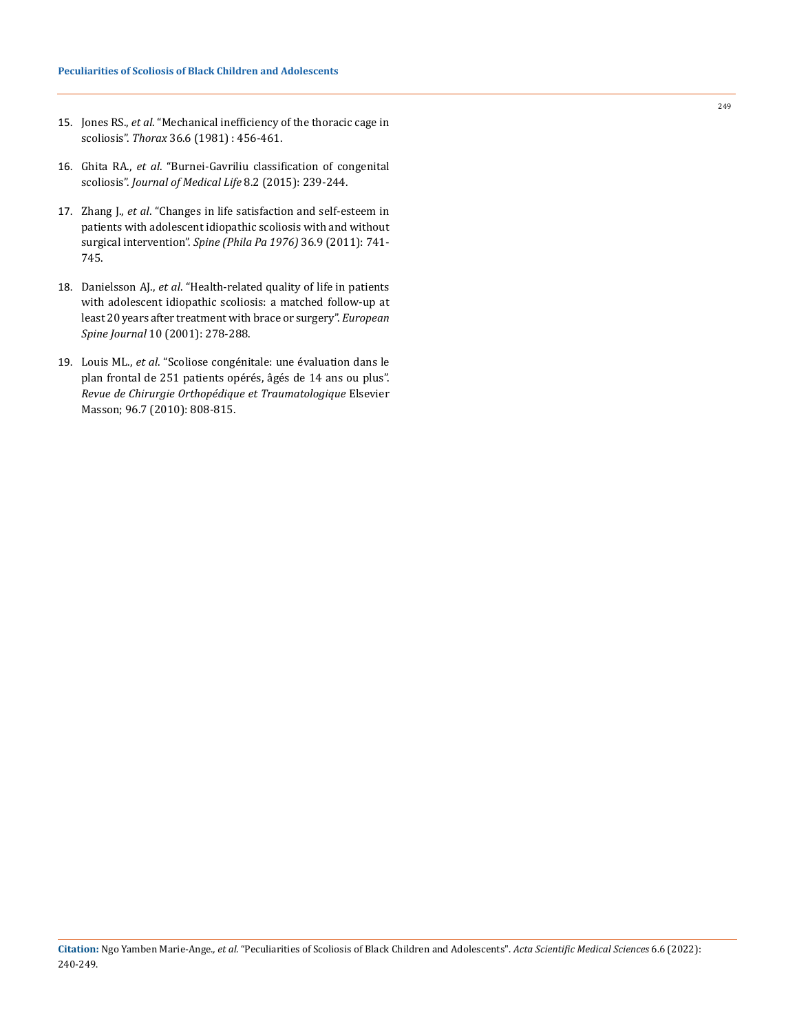15. Jones RS., *et al*. "Mechanical inefficiency of the thoracic cage in scoliosis". *Thorax* 36.6 (1981) : 456-461.

16. Ghita RA., *et al*. "Burnei-Gavriliu classification of congenital scoliosis". *Journal of Medical Life* 8.2 (2015): 239-244.

17. Zhang J., *et al*. "Changes in life satisfaction and self-esteem in patients with adolescent idiopathic scoliosis with and without surgical intervention". *Spine (Phila Pa 1976)* 36.9 (2011): 741-745.

18. Danielsson AJ., *et al*. "Health-related quality of life in patients with adolescent idiopathic scoliosis: a matched follow-up at least 20 years after treatment with brace or surgery". *European Spine Journal* 10 (2001): 278-288.

19. Louis ML., *et al*. "Scoliose congénitale: une évaluation dans le plan frontal de 251 patients opérés, âgés de 14 ans ou plus". *Revue de Chirurgie Orthopédique et Traumatologique* Elsevier Masson; 96.7 (2010): 808-815.